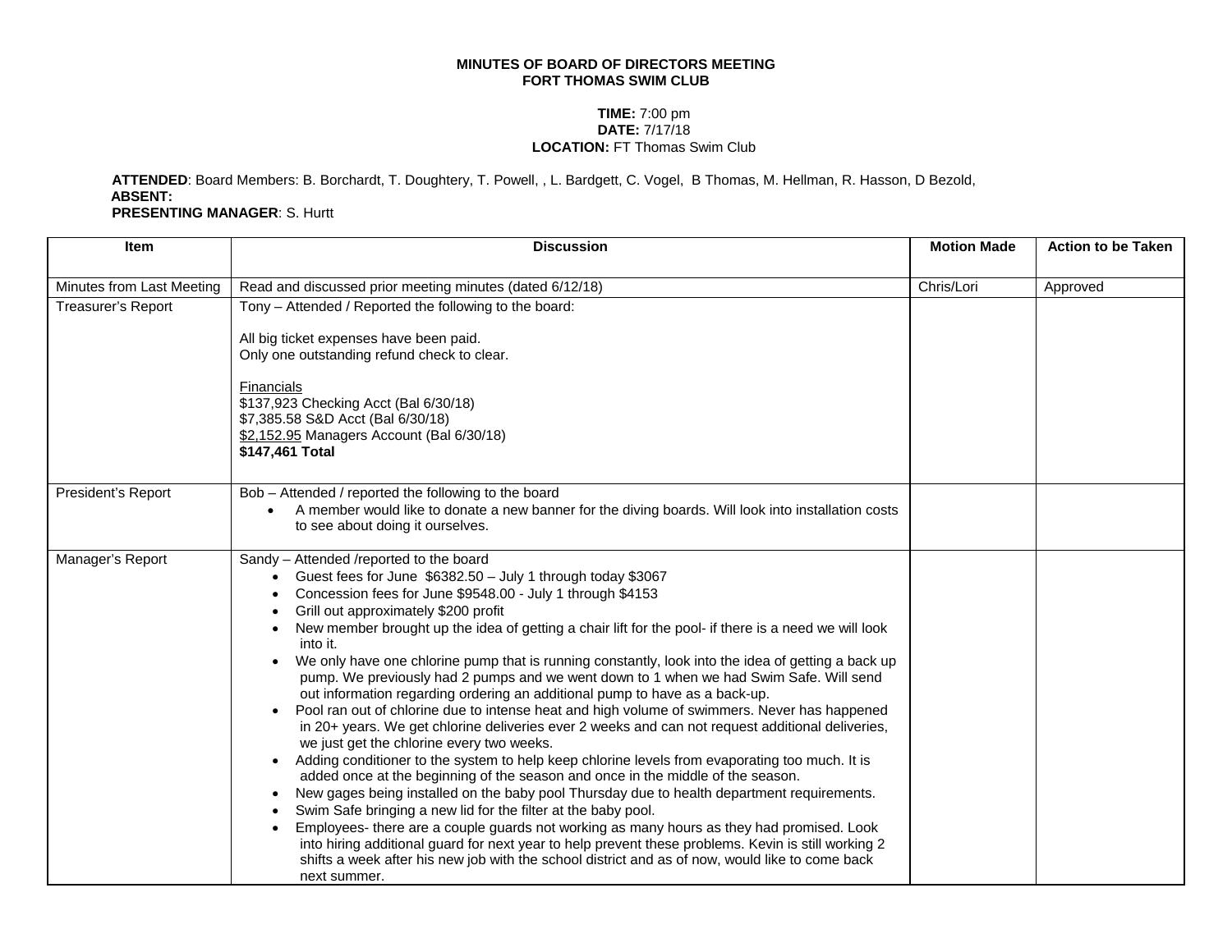**MINUTES OF BOARD OF DIRECTORS MEETING**
**FORT THOMAS SWIM CLUB**

**TIME:** 7:00 pm
**DATE:** 7/17/18
**LOCATION:** FT Thomas Swim Club

**ATTENDED**: Board Members: B. Borchardt, T. Doughtery, T. Powell, , L. Bardgett, C. Vogel, B Thomas, M. Hellman, R. Hasson, D Bezold,
**ABSENT:**
**PRESENTING MANAGER**: S. Hurtt

| Item | Discussion | Motion Made | Action to be Taken |
|---|---|---|---|
| Minutes from Last Meeting | Read and discussed prior meeting minutes (dated 6/12/18) | Chris/Lori | Approved |
| Treasurer's Report | Tony – Attended / Reported the following to the board:<br><br>All big ticket expenses have been paid.<br>Only one outstanding refund check to clear.<br><br>Financials<br>$137,923 Checking Acct (Bal 6/30/18)<br>$7,385.58 S&D Acct (Bal 6/30/18)<br>$2,152.95 Managers Account (Bal 6/30/18)<br>**$147,461 Total** | | |
| President's Report | Bob – Attended / reported the following to the board<br>• A member would like to donate a new banner for the diving boards. Will look into installation costs to see about doing it ourselves. | | |
| Manager's Report | Sandy – Attended /reported to the board<br>• Guest fees for June $6382.50 – July 1 through today $3067<br>• Concession fees for June $9548.00 - July 1 through $4153<br>• Grill out approximately $200 profit<br>• New member brought up the idea of getting a chair lift for the pool- if there is a need we will look into it.<br>• We only have one chlorine pump that is running constantly, look into the idea of getting a back up pump. We previously had 2 pumps and we went down to 1 when we had Swim Safe. Will send out information regarding ordering an additional pump to have as a back-up.<br>• Pool ran out of chlorine due to intense heat and high volume of swimmers. Never has happened in 20+ years. We get chlorine deliveries ever 2 weeks and can not request additional deliveries, we just get the chlorine every two weeks.<br>• Adding conditioner to the system to help keep chlorine levels from evaporating too much. It is added once at the beginning of the season and once in the middle of the season.<br>• New gages being installed on the baby pool Thursday due to health department requirements.<br>• Swim Safe bringing a new lid for the filter at the baby pool.<br>• Employees- there are a couple guards not working as many hours as they had promised. Look into hiring additional guard for next year to help prevent these problems. Kevin is still working 2 shifts a week after his new job with the school district and as of now, would like to come back next summer. | | |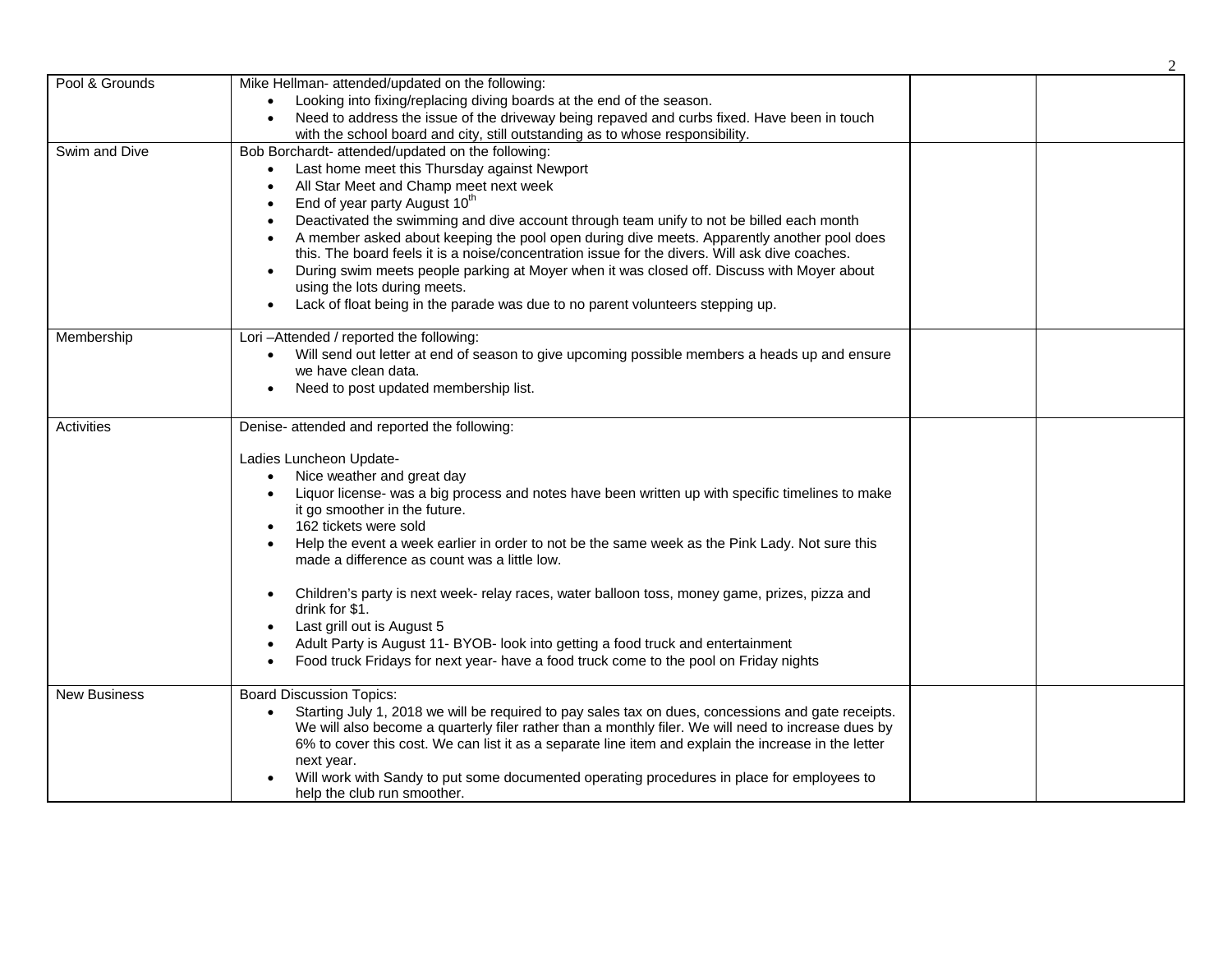| Pool & Grounds | Mike Hellman- attended/updated on the following:<br>• Looking into fixing/replacing diving boards at the end of the season.<br>• Need to address the issue of the driveway being repaved and curbs fixed. Have been in touch with the school board and city, still outstanding as to whose responsibility. | | |
|---|---|---|---|
| Swim and Dive | Bob Borchardt- attended/updated on the following:<br>• Last home meet this Thursday against Newport<br>• All Star Meet and Champ meet next week<br>• End of year party August 10th<br>• Deactivated the swimming and dive account through team unify to not be billed each month<br>• A member asked about keeping the pool open during dive meets. Apparently another pool does this. The board feels it is a noise/concentration issue for the divers. Will ask dive coaches.<br>• During swim meets people parking at Moyer when it was closed off. Discuss with Moyer about using the lots during meets.<br>• Lack of float being in the parade was due to no parent volunteers stepping up. | | |
| Membership | Lori –Attended / reported the following:<br>• Will send out letter at end of season to give upcoming possible members a heads up and ensure we have clean data.<br>• Need to post updated membership list. | | |
| Activities | Denise- attended and reported the following:<br><br>Ladies Luncheon Update-<br>• Nice weather and great day<br>• Liquor license- was a big process and notes have been written up with specific timelines to make it go smoother in the future.<br>• 162 tickets were sold<br>• Help the event a week earlier in order to not be the same week as the Pink Lady. Not sure this made a difference as count was a little low.<br><br>• Children's party is next week- relay races, water balloon toss, money game, prizes, pizza and drink for $1.<br>• Last grill out is August 5<br>• Adult Party is August 11- BYOB- look into getting a food truck and entertainment<br>• Food truck Fridays for next year- have a food truck come to the pool on Friday nights | | |
| New Business | Board Discussion Topics:<br>• Starting July 1, 2018 we will be required to pay sales tax on dues, concessions and gate receipts. We will also become a quarterly filer rather than a monthly filer. We will need to increase dues by 6% to cover this cost. We can list it as a separate line item and explain the increase in the letter next year.<br>• Will work with Sandy to put some documented operating procedures in place for employees to help the club run smoother. | | |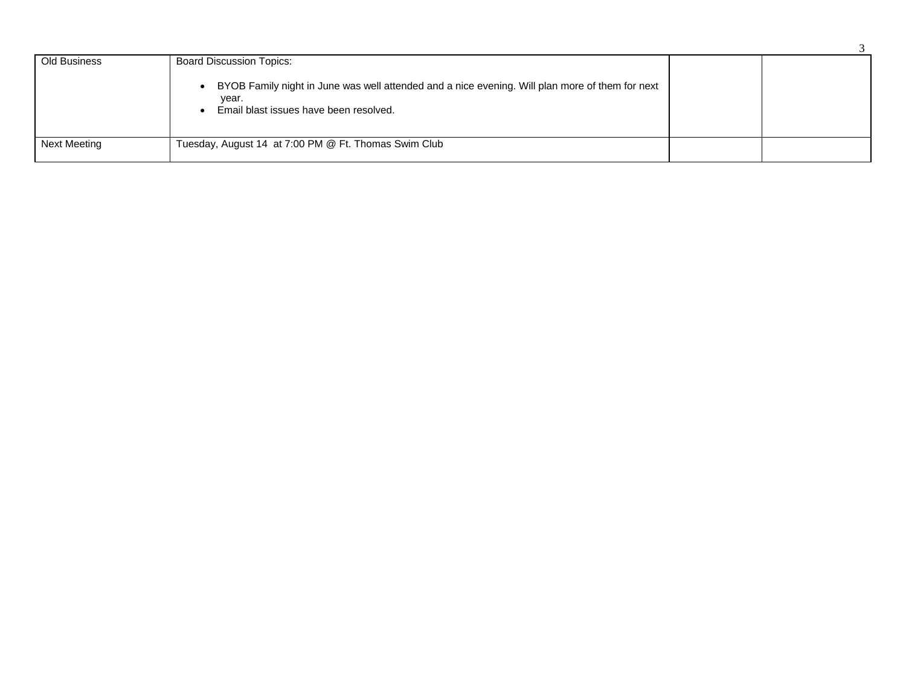| | | | |
|---|---|---|---|
| Old Business | Board Discussion Topics:<br><br>• BYOB Family night in June was well attended and a nice evening. Will plan more of them for next year.<br>• Email blast issues have been resolved. | | |
| Next Meeting | Tuesday, August 14 at 7:00 PM @ Ft. Thomas Swim Club | | |